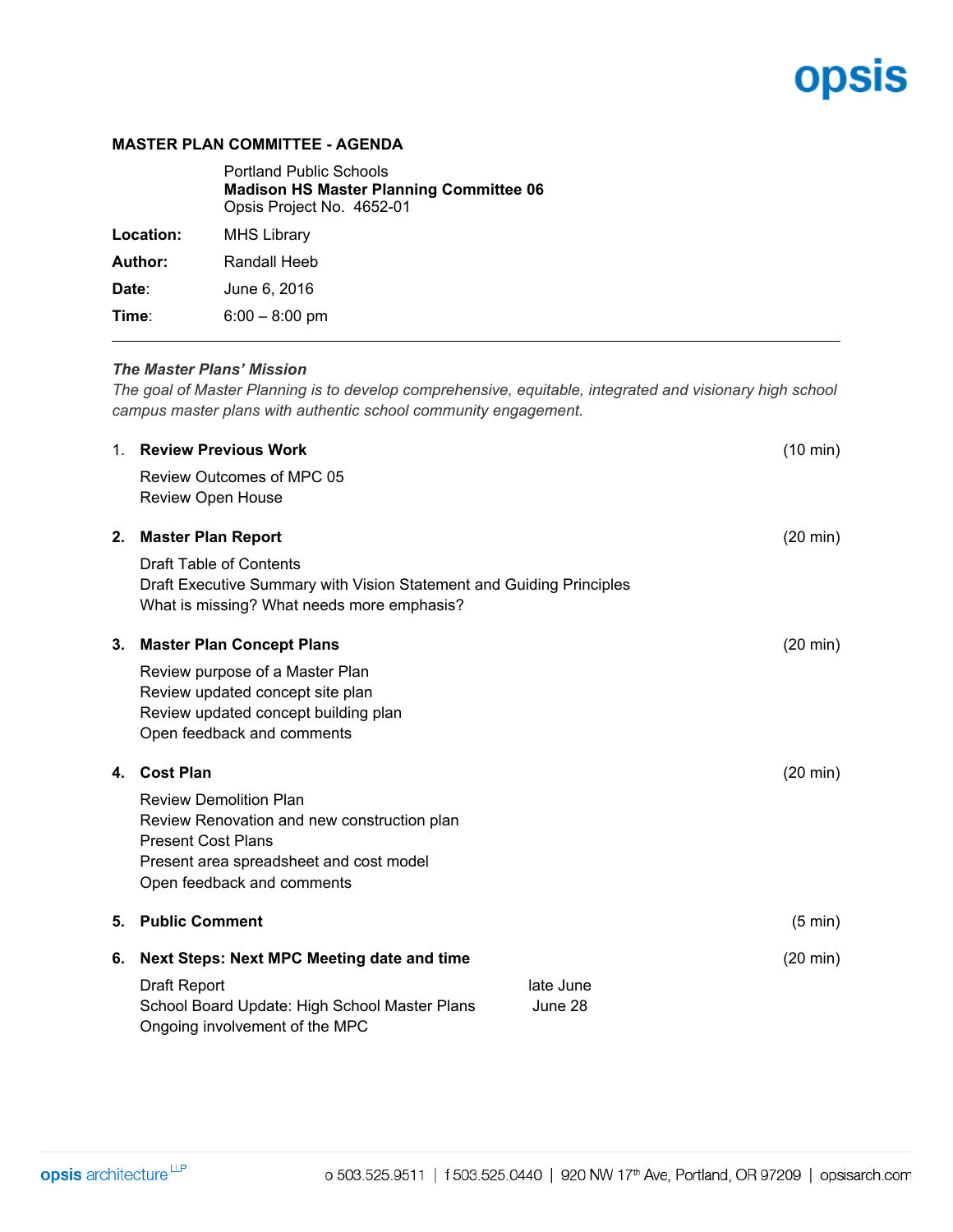opsis

**MASTER PLAN COMMITTEE - AGENDA**

| | |
|---|---|
| | Portland Public Schools<br>**Madison HS Master Planning Committee 06**<br>Opsis Project No. 4652-01 |
| **Location:** | MHS Library |
| **Author:** | Randall Heeb |
| **Date**: | June 6, 2016 |
| **Time**: | 6:00 – 8:00 pm |

---

***The Master Plans' Mission***

*The goal of Master Planning is to develop comprehensive, equitable, integrated and visionary high school campus master plans with authentic school community engagement.*

1. **Review Previous Work** (10 min)

   Review Outcomes of MPC 05
   Review Open House

2. **Master Plan Report** (20 min)

   Draft Table of Contents
   Draft Executive Summary with Vision Statement and Guiding Principles
   What is missing? What needs more emphasis?

3. **Master Plan Concept Plans** (20 min)

   Review purpose of a Master Plan
   Review updated concept site plan
   Review updated concept building plan
   Open feedback and comments

4. **Cost Plan** (20 min)

   Review Demolition Plan
   Review Renovation and new construction plan
   Present Cost Plans
   Present area spreadsheet and cost model
   Open feedback and comments

5. **Public Comment** (5 min)

6. **Next Steps: Next MPC Meeting date and time** (20 min)

   Draft Report — late June
   School Board Update: High School Master Plans — June 28
   Ongoing involvement of the MPC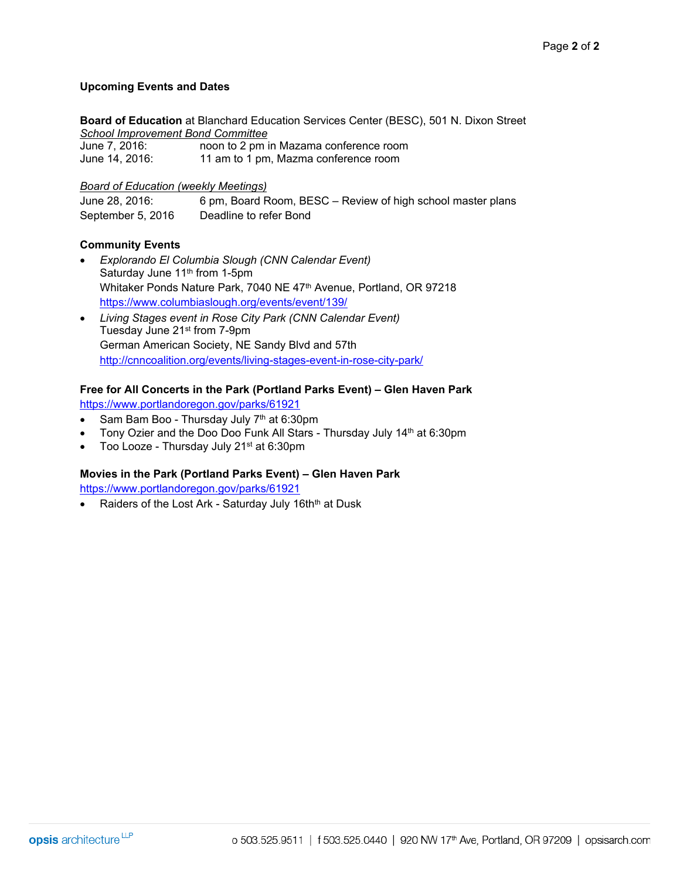**Upcoming Events and Dates**

**Board of Education** at Blanchard Education Services Center (BESC), 501 N. Dixon Street

*School Improvement Bond Committee*

| | |
|---|---|
| June 7, 2016: | noon to 2 pm in Mazama conference room |
| June 14, 2016: | 11 am to 1 pm, Mazma conference room |

*Board of Education (weekly Meetings)*

| | |
|---|---|
| June 28, 2016: | 6 pm, Board Room, BESC – Review of high school master plans |
| September 5, 2016 | Deadline to refer Bond |

**Community Events**

- *Explorando El Columbia Slough (CNN Calendar Event)*
  Saturday June 11th from 1-5pm
  Whitaker Ponds Nature Park, 7040 NE 47th Avenue, Portland, OR 97218
  https://www.columbiaslough.org/events/event/139/
- *Living Stages event in Rose City Park (CNN Calendar Event)*
  Tuesday June 21st from 7-9pm
  German American Society, NE Sandy Blvd and 57th
  http://cnncoalition.org/events/living-stages-event-in-rose-city-park/

**Free for All Concerts in the Park (Portland Parks Event) – Glen Haven Park**

https://www.portlandoregon.gov/parks/61921

- Sam Bam Boo - Thursday July 7th at 6:30pm
- Tony Ozier and the Doo Doo Funk All Stars - Thursday July 14th at 6:30pm
- Too Looze - Thursday July 21st at 6:30pm

**Movies in the Park (Portland Parks Event) – Glen Haven Park**

https://www.portlandoregon.gov/parks/61921

- Raiders of the Lost Ark - Saturday July 16thth at Dusk

opsis architecture LLP  o 503.525.9511 | f 503.525.0440 | 920 NW 17th Ave, Portland, OR 97209 | opsisarch.com